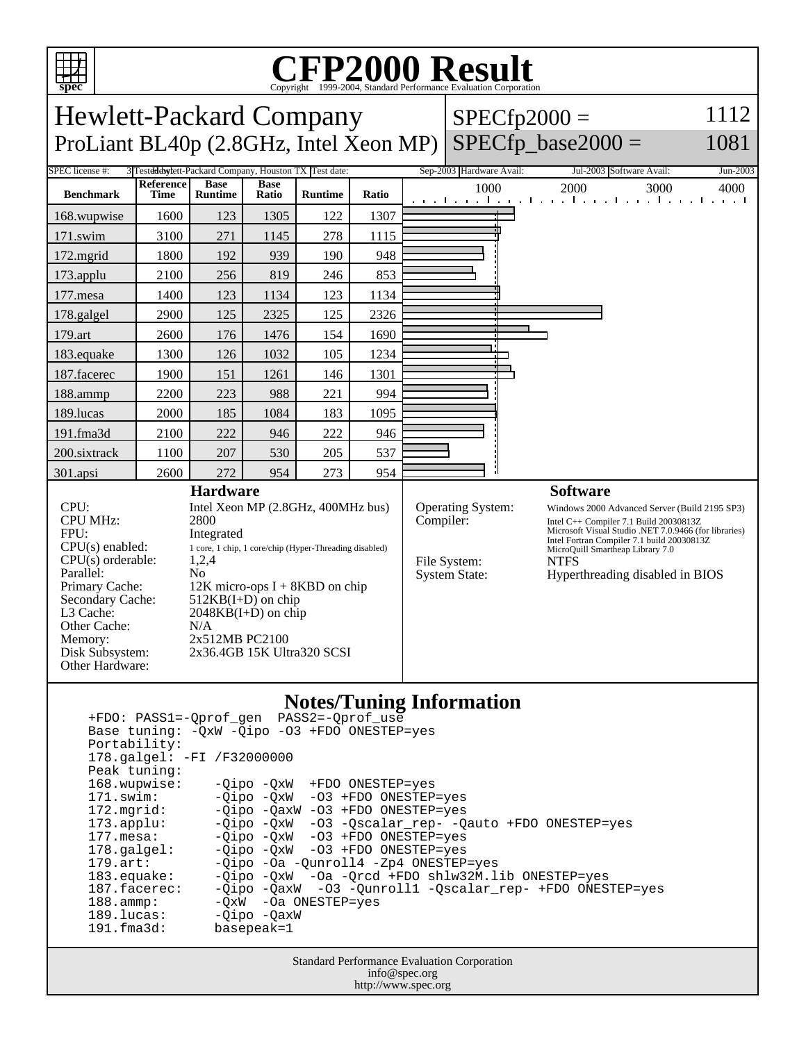# CFP2000 Result

Copyright 1999-2004, Standard Performance Evaluation Corporation

## Hewlett-Packard Company
## ProLiant BL40p (2.8GHz, Intel Xeon MP)

SPECfp2000 = 1112
SPECfp_base2000 = 1081

| SPEC license #: | 3 | Tested by: | Hewlett-Packard Company, Houston TX | Test date: | Sep-2003 | Hardware Avail: | Jul-2003 | Software Avail: | Jun-2003 |
|---|---|---|---|---|---|---|---|---|---|

| Benchmark | Reference Time | Base Runtime | Base Ratio | Runtime | Ratio |
|---|---|---|---|---|---|
| 168.wupwise | 1600 | 123 | 1305 | 122 | 1307 |
| 171.swim | 3100 | 271 | 1145 | 278 | 1115 |
| 172.mgrid | 1800 | 192 | 939 | 190 | 948 |
| 173.applu | 2100 | 256 | 819 | 246 | 853 |
| 177.mesa | 1400 | 123 | 1134 | 123 | 1134 |
| 178.galgel | 2900 | 125 | 2325 | 125 | 2326 |
| 179.art | 2600 | 176 | 1476 | 154 | 1690 |
| 183.equake | 1300 | 126 | 1032 | 105 | 1234 |
| 187.facerec | 1900 | 151 | 1261 | 146 | 1301 |
| 188.ammp | 2200 | 223 | 988 | 221 | 994 |
| 189.lucas | 2000 | 185 | 1084 | 183 | 1095 |
| 191.fma3d | 2100 | 222 | 946 | 222 | 946 |
| 200.sixtrack | 1100 | 207 | 530 | 205 | 537 |
| 301.apsi | 2600 | 272 | 954 | 273 | 954 |

### Hardware

| | |
|---|---|
| CPU: | Intel Xeon MP (2.8GHz, 400MHz bus) |
| CPU MHz: | 2800 |
| FPU: | Integrated |
| CPU(s) enabled: | 1 core, 1 chip, 1 core/chip (Hyper-Threading disabled) |
| CPU(s) orderable: | 1,2,4 |
| Parallel: | No |
| Primary Cache: | 12K micro-ops I + 8KBD on chip |
| Secondary Cache: | 512KB(I+D) on chip |
| L3 Cache: | 2048KB(I+D) on chip |
| Other Cache: | N/A |
| Memory: | 2x512MB PC2100 |
| Disk Subsystem: | 2x36.4GB 15K Ultra320 SCSI |
| Other Hardware: | |

### Software

| | |
|---|---|
| Operating System: | Windows 2000 Advanced Server (Build 2195 SP3) |
| Compiler: | Intel C++ Compiler 7.1 Build 20030813Z<br>Microsoft Visual Studio .NET 7.0.9466 (for libraries)<br>Intel Fortran Compiler 7.1 build 20030813Z<br>MicroQuill Smartheap Library 7.0 |
| File System: | NTFS |
| System State: | Hyperthreading disabled in BIOS |

### Notes/Tuning Information

```
+FDO: PASS1=-Qprof_gen  PASS2=-Qprof_use
Base tuning: -QxW -Qipo -O3 +FDO ONESTEP=yes
Portability:
178.galgel: -FI /F32000000
Peak tuning:
168.wupwise:    -Qipo -QxW  +FDO ONESTEP=yes
171.swim:       -Qipo -QxW  -O3 +FDO ONESTEP=yes
172.mgrid:      -Qipo -QaxW -O3 +FDO ONESTEP=yes
173.applu:      -Qipo -QxW  -O3 -Qscalar_rep- -Qauto +FDO ONESTEP=yes
177.mesa:       -Qipo -QxW  -O3 +FDO ONESTEP=yes
178.galgel:     -Qipo -QxW  -O3 +FDO ONESTEP=yes
179.art:        -Qipo -Oa -Qunroll4 -Zp4 ONESTEP=yes
183.equake:     -Qipo -QxW  -Oa -Qrcd +FDO shlw32M.lib ONESTEP=yes
187.facerec:    -Qipo -QaxW  -O3 -Qunroll1 -Qscalar_rep- +FDO ONESTEP=yes
188.ammp:       -QxW  -Oa ONESTEP=yes
189.lucas:      -Qipo -QaxW
191.fma3d:      basepeak=1
```

Standard Performance Evaluation Corporation
info@spec.org
http://www.spec.org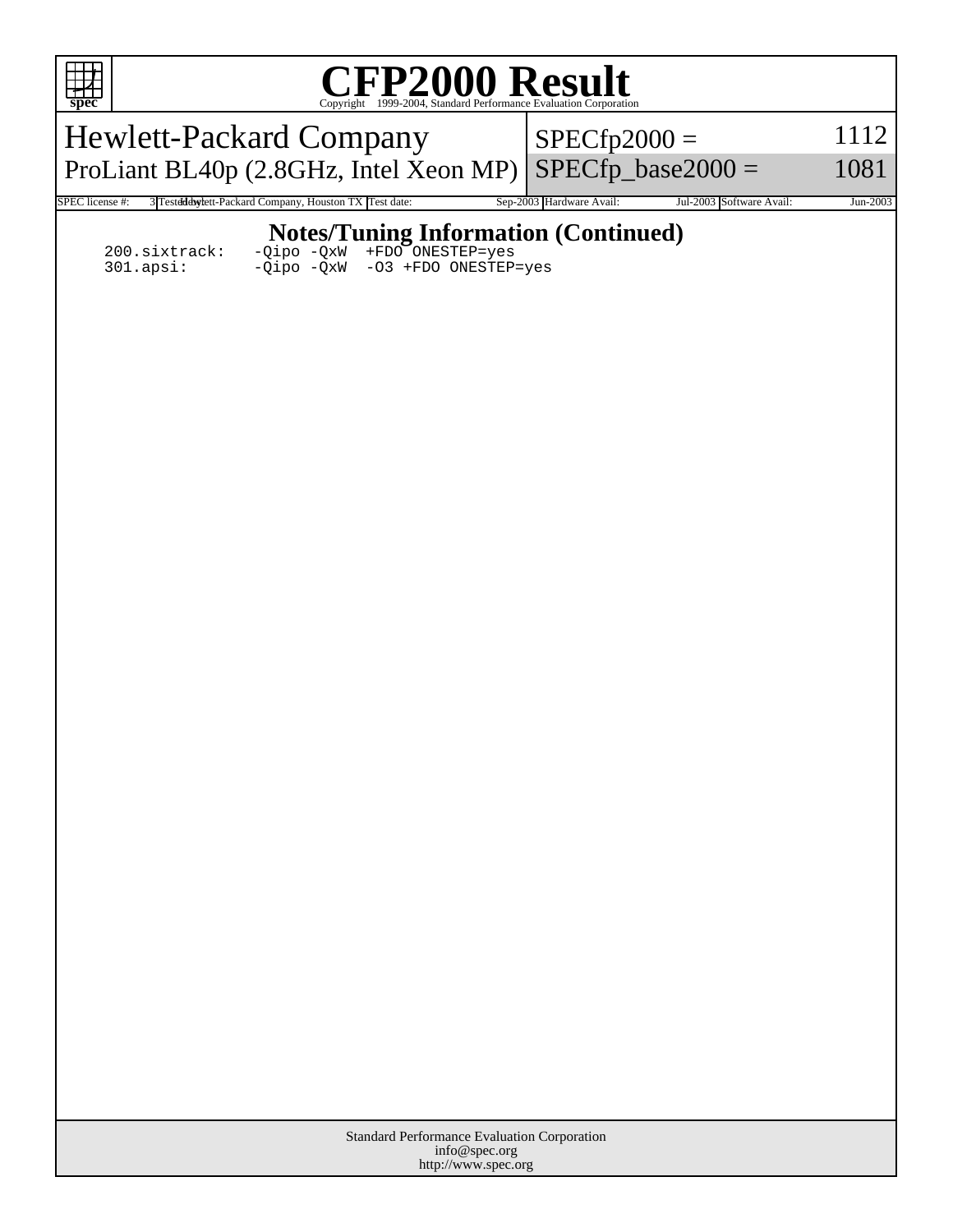# CFP2000 Result

Copyright 1999-2004, Standard Performance Evaluation Corporation

| | | |
|---|---|---|
| Hewlett-Packard Company | SPECfp2000 = | 1112 |
| ProLiant BL40p (2.8GHz, Intel Xeon MP) | SPECfp_base2000 = | 1081 |

| | | | | | | | |
|---|---|---|---|---|---|---|---|
| SPEC license #: 3 | Tested by: Hewlett-Packard Company, Houston TX | Test date: | Sep-2003 | Hardware Avail: | Jul-2003 | Software Avail: | Jun-2003 |

## Notes/Tuning Information (Continued)

```
200.sixtrack:   -Qipo -QxW  +FDO ONESTEP=yes
301.apsi:       -Qipo -QxW  -O3 +FDO ONESTEP=yes
```

Standard Performance Evaluation Corporation
info@spec.org
http://www.spec.org